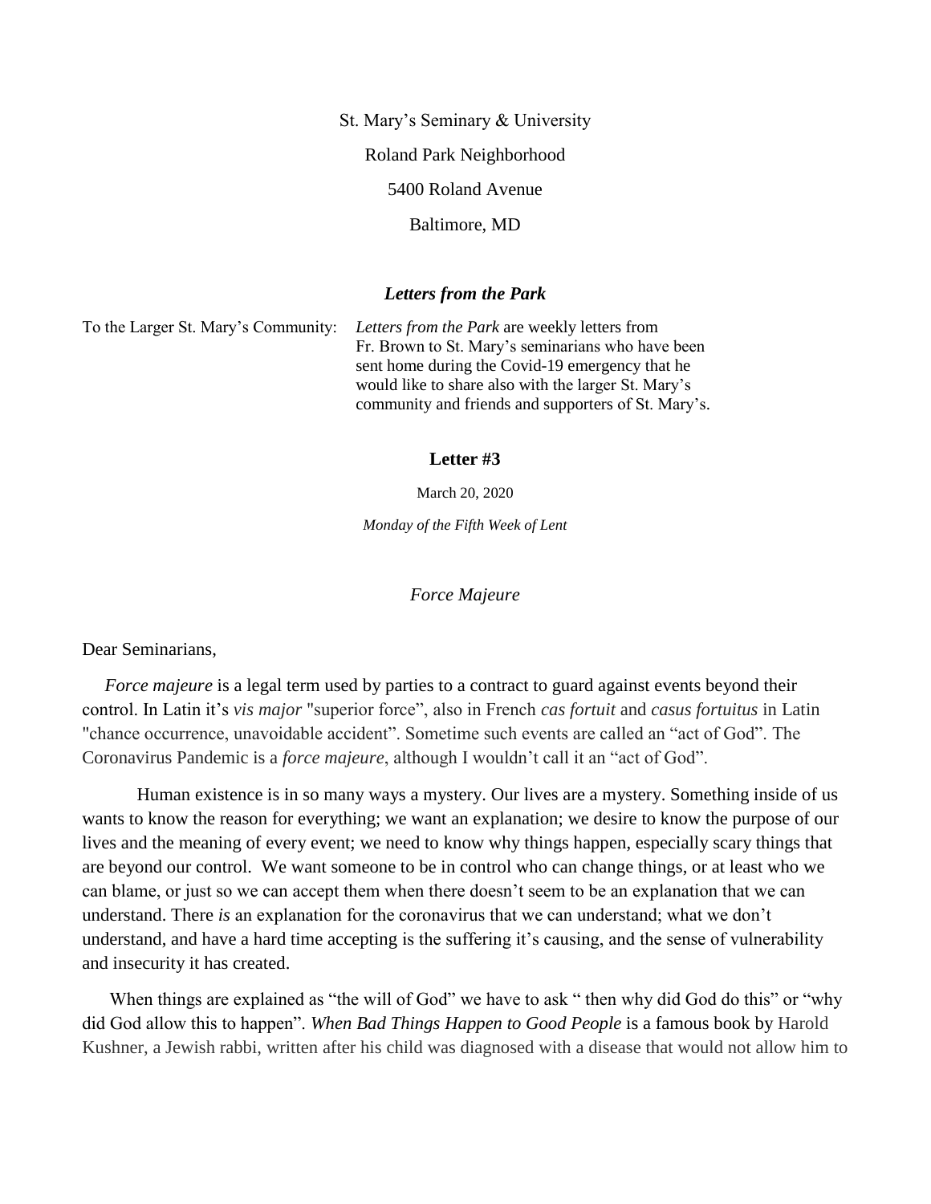St. Mary's Seminary & University

Roland Park Neighborhood

5400 Roland Avenue

Baltimore, MD

### *Letters from the Park*

To the Larger St. Mary's Community: *Letters from the Park* are weekly letters from Fr. Brown to St. Mary's seminarians who have been sent home during the Covid-19 emergency that he would like to share also with the larger St. Mary's community and friends and supporters of St. Mary's.

**Letter #3**

March 20, 2020

*Monday of the Fifth Week of Lent*

*Force Majeure*

Dear Seminarians,

*Force majeure* is a legal term used by parties to a contract to guard against events beyond their control. In Latin it's *vis major* "superior force", also in French *cas fortuit* and *casus fortuitus* in Latin "chance occurrence, unavoidable accident". Sometime such events are called an "act of God". The Coronavirus Pandemic is a *force majeure*, although I wouldn't call it an "act of God".

Human existence is in so many ways a mystery. Our lives are a mystery. Something inside of us wants to know the reason for everything; we want an explanation; we desire to know the purpose of our lives and the meaning of every event; we need to know why things happen, especially scary things that are beyond our control. We want someone to be in control who can change things, or at least who we can blame, or just so we can accept them when there doesn't seem to be an explanation that we can understand. There *is* an explanation for the coronavirus that we can understand; what we don't understand, and have a hard time accepting is the suffering it's causing, and the sense of vulnerability and insecurity it has created.

When things are explained as "the will of God" we have to ask " then why did God do this" or "why did God allow this to happen". *When Bad Things Happen to Good People* is a famous book by Harold Kushner, a Jewish rabbi, written after his child was diagnosed with a disease that would not allow him to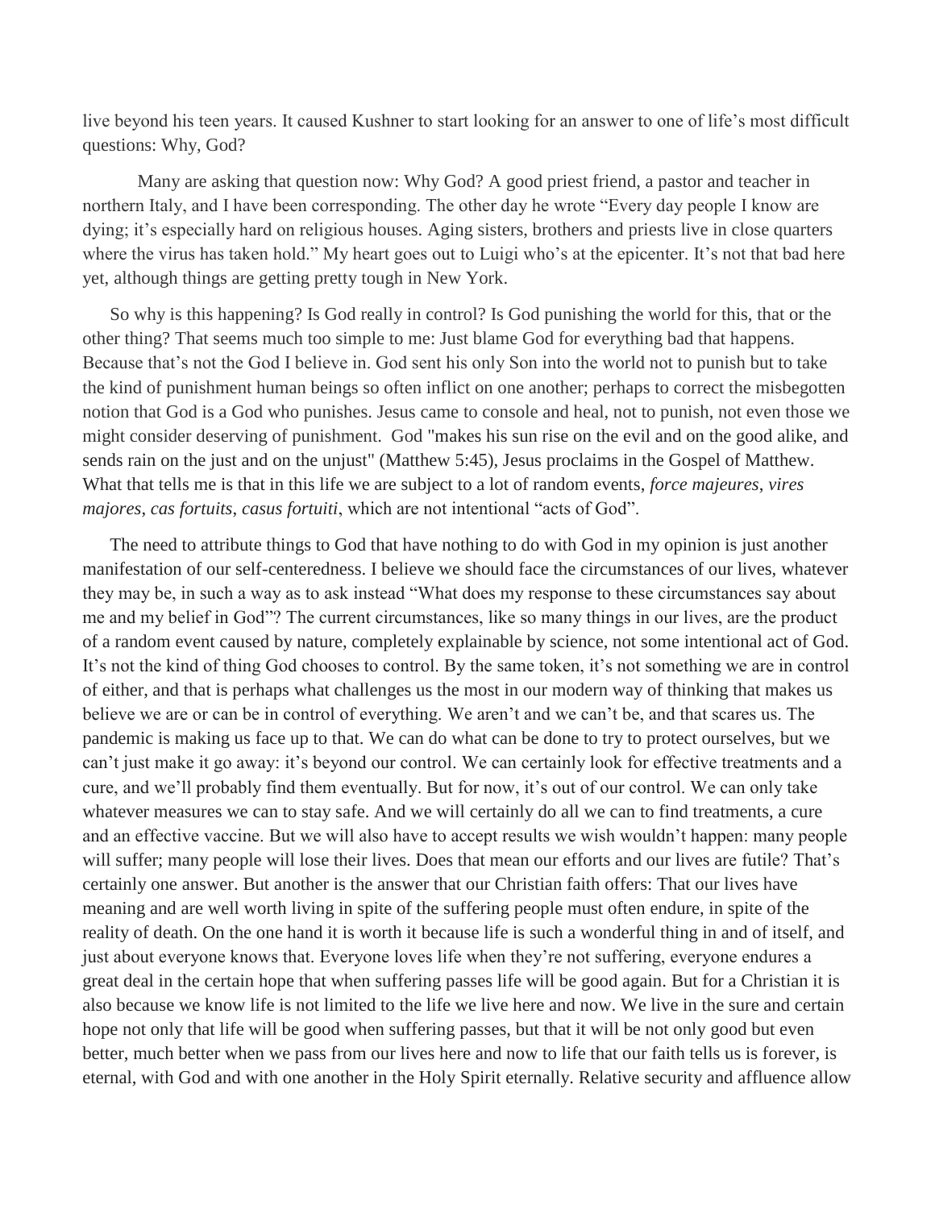live beyond his teen years. It caused Kushner to start looking for an answer to one of life's most difficult questions: Why, God?

Many are asking that question now: Why God? A good priest friend, a pastor and teacher in northern Italy, and I have been corresponding. The other day he wrote "Every day people I know are dying; it's especially hard on religious houses. Aging sisters, brothers and priests live in close quarters where the virus has taken hold." My heart goes out to Luigi who's at the epicenter. It's not that bad here yet, although things are getting pretty tough in New York.

So why is this happening? Is God really in control? Is God punishing the world for this, that or the other thing? That seems much too simple to me: Just blame God for everything bad that happens. Because that's not the God I believe in. God sent his only Son into the world not to punish but to take the kind of punishment human beings so often inflict on one another; perhaps to correct the misbegotten notion that God is a God who punishes. Jesus came to console and heal, not to punish, not even those we might consider deserving of punishment. God "makes his sun rise on the evil and on the good alike, and sends rain on the just and on the unjust" (Matthew 5:45), Jesus proclaims in the Gospel of Matthew. What that tells me is that in this life we are subject to a lot of random events, *force majeures*, *vires majores*, *cas fortuits*, *casus fortuiti*, which are not intentional "acts of God".

The need to attribute things to God that have nothing to do with God in my opinion is just another manifestation of our self-centeredness. I believe we should face the circumstances of our lives, whatever they may be, in such a way as to ask instead "What does my response to these circumstances say about me and my belief in God"? The current circumstances, like so many things in our lives, are the product of a random event caused by nature, completely explainable by science, not some intentional act of God. It's not the kind of thing God chooses to control. By the same token, it's not something we are in control of either, and that is perhaps what challenges us the most in our modern way of thinking that makes us believe we are or can be in control of everything. We aren't and we can't be, and that scares us. The pandemic is making us face up to that. We can do what can be done to try to protect ourselves, but we can't just make it go away: it's beyond our control. We can certainly look for effective treatments and a cure, and we'll probably find them eventually. But for now, it's out of our control. We can only take whatever measures we can to stay safe. And we will certainly do all we can to find treatments, a cure and an effective vaccine. But we will also have to accept results we wish wouldn't happen: many people will suffer; many people will lose their lives. Does that mean our efforts and our lives are futile? That's certainly one answer. But another is the answer that our Christian faith offers: That our lives have meaning and are well worth living in spite of the suffering people must often endure, in spite of the reality of death. On the one hand it is worth it because life is such a wonderful thing in and of itself, and just about everyone knows that. Everyone loves life when they're not suffering, everyone endures a great deal in the certain hope that when suffering passes life will be good again. But for a Christian it is also because we know life is not limited to the life we live here and now. We live in the sure and certain hope not only that life will be good when suffering passes, but that it will be not only good but even better, much better when we pass from our lives here and now to life that our faith tells us is forever, is eternal, with God and with one another in the Holy Spirit eternally. Relative security and affluence allow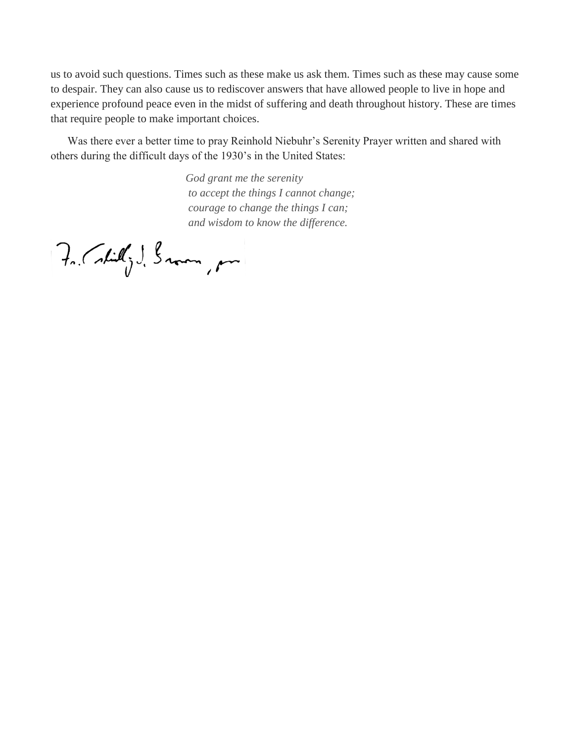us to avoid such questions. Times such as these make us ask them. Times such as these may cause some to despair. They can also cause us to rediscover answers that have allowed people to live in hope and experience profound peace even in the midst of suffering and death throughout history. These are times that require people to make important choices.

Was there ever a better time to pray Reinhold Niebuhr's Serenity Prayer written and shared with others during the difficult days of the 1930's in the United States:

*God grant me the serenity*
*to accept the things I cannot change;*
*courage to change the things I can;*
*and wisdom to know the difference.*